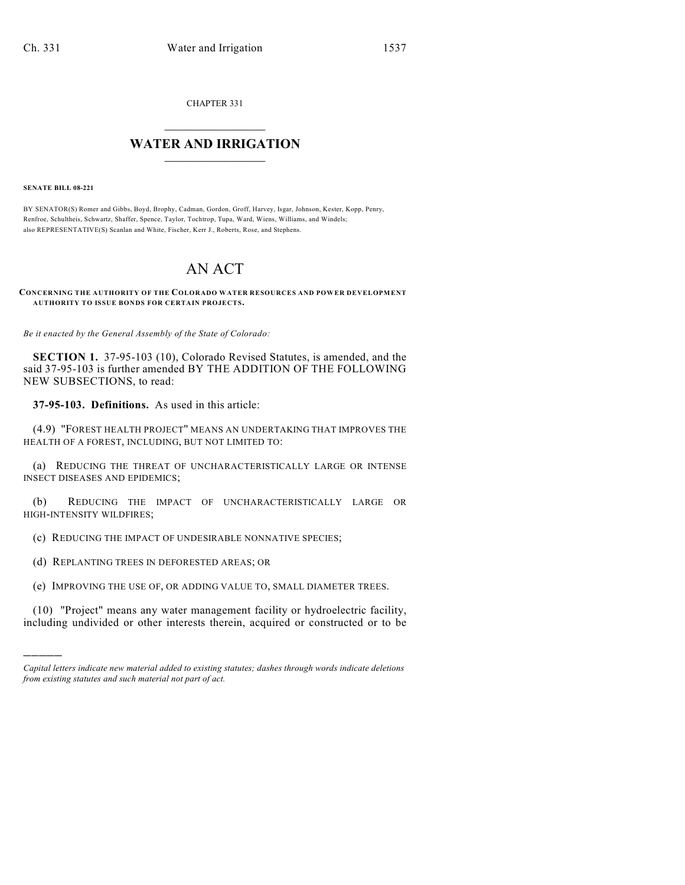CHAPTER 331

# WATER AND IRRIGATION

**SENATE BILL 08-221**

BY SENATOR(S) Romer and Gibbs, Boyd, Brophy, Cadman, Gordon, Groff, Harvey, Isgar, Johnson, Kester, Kopp, Penry, Renfroe, Schultheis, Schwartz, Shaffer, Spence, Taylor, Tochtrop, Tupa, Ward, Wiens, Williams, and Windels; also REPRESENTATIVE(S) Scanlan and White, Fischer, Kerr J., Roberts, Rose, and Stephens.

# AN ACT

**CONCERNING THE AUTHORITY OF THE COLORADO WATER RESOURCES AND POWER DEVELOPMENT AUTHORITY TO ISSUE BONDS FOR CERTAIN PROJECTS.**

*Be it enacted by the General Assembly of the State of Colorado:*

**SECTION 1.** 37-95-103 (10), Colorado Revised Statutes, is amended, and the said 37-95-103 is further amended BY THE ADDITION OF THE FOLLOWING NEW SUBSECTIONS, to read:

**37-95-103. Definitions.** As used in this article:

(4.9) "FOREST HEALTH PROJECT" MEANS AN UNDERTAKING THAT IMPROVES THE HEALTH OF A FOREST, INCLUDING, BUT NOT LIMITED TO:

(a) REDUCING THE THREAT OF UNCHARACTERISTICALLY LARGE OR INTENSE INSECT DISEASES AND EPIDEMICS;

(b) REDUCING THE IMPACT OF UNCHARACTERISTICALLY LARGE OR HIGH-INTENSITY WILDFIRES;

(c) REDUCING THE IMPACT OF UNDESIRABLE NONNATIVE SPECIES;

(d) REPLANTING TREES IN DEFORESTED AREAS; OR

(e) IMPROVING THE USE OF, OR ADDING VALUE TO, SMALL DIAMETER TREES.

(10) "Project" means any water management facility or hydroelectric facility, including undivided or other interests therein, acquired or constructed or to be

---

*Capital letters indicate new material added to existing statutes; dashes through words indicate deletions from existing statutes and such material not part of act.*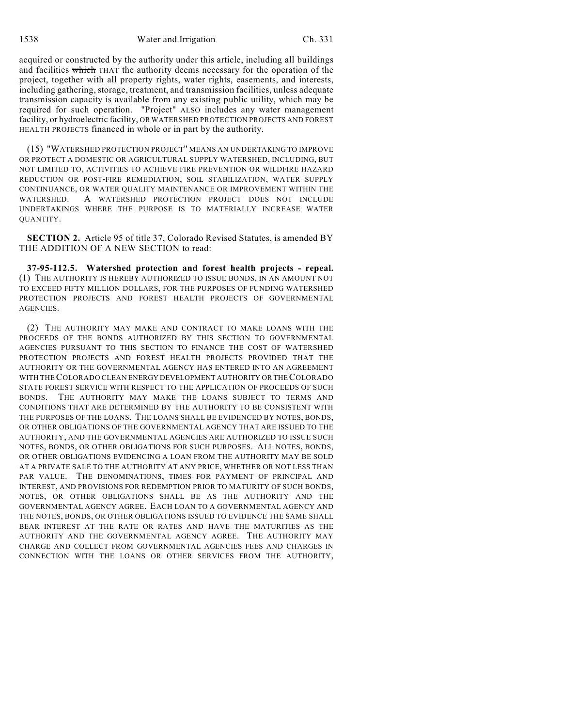acquired or constructed by the authority under this article, including all buildings and facilities ~~which~~ THAT the authority deems necessary for the operation of the project, together with all property rights, water rights, easements, and interests, including gathering, storage, treatment, and transmission facilities, unless adequate transmission capacity is available from any existing public utility, which may be required for such operation. "Project" ALSO includes any water management facility, ~~or~~ hydroelectric facility, OR WATERSHED PROTECTION PROJECTS AND FOREST HEALTH PROJECTS financed in whole or in part by the authority.

(15) "WATERSHED PROTECTION PROJECT" MEANS AN UNDERTAKING TO IMPROVE OR PROTECT A DOMESTIC OR AGRICULTURAL SUPPLY WATERSHED, INCLUDING, BUT NOT LIMITED TO, ACTIVITIES TO ACHIEVE FIRE PREVENTION OR WILDFIRE HAZARD REDUCTION OR POST-FIRE REMEDIATION, SOIL STABILIZATION, WATER SUPPLY CONTINUANCE, OR WATER QUALITY MAINTENANCE OR IMPROVEMENT WITHIN THE WATERSHED. A WATERSHED PROTECTION PROJECT DOES NOT INCLUDE UNDERTAKINGS WHERE THE PURPOSE IS TO MATERIALLY INCREASE WATER QUANTITY.

**SECTION 2.** Article 95 of title 37, Colorado Revised Statutes, is amended BY THE ADDITION OF A NEW SECTION to read:

**37-95-112.5. Watershed protection and forest health projects - repeal.** (1) THE AUTHORITY IS HEREBY AUTHORIZED TO ISSUE BONDS, IN AN AMOUNT NOT TO EXCEED FIFTY MILLION DOLLARS, FOR THE PURPOSES OF FUNDING WATERSHED PROTECTION PROJECTS AND FOREST HEALTH PROJECTS OF GOVERNMENTAL AGENCIES.

(2) THE AUTHORITY MAY MAKE AND CONTRACT TO MAKE LOANS WITH THE PROCEEDS OF THE BONDS AUTHORIZED BY THIS SECTION TO GOVERNMENTAL AGENCIES PURSUANT TO THIS SECTION TO FINANCE THE COST OF WATERSHED PROTECTION PROJECTS AND FOREST HEALTH PROJECTS PROVIDED THAT THE AUTHORITY OR THE GOVERNMENTAL AGENCY HAS ENTERED INTO AN AGREEMENT WITH THE COLORADO CLEAN ENERGY DEVELOPMENT AUTHORITY OR THE COLORADO STATE FOREST SERVICE WITH RESPECT TO THE APPLICATION OF PROCEEDS OF SUCH BONDS. THE AUTHORITY MAY MAKE THE LOANS SUBJECT TO TERMS AND CONDITIONS THAT ARE DETERMINED BY THE AUTHORITY TO BE CONSISTENT WITH THE PURPOSES OF THE LOANS. THE LOANS SHALL BE EVIDENCED BY NOTES, BONDS, OR OTHER OBLIGATIONS OF THE GOVERNMENTAL AGENCY THAT ARE ISSUED TO THE AUTHORITY, AND THE GOVERNMENTAL AGENCIES ARE AUTHORIZED TO ISSUE SUCH NOTES, BONDS, OR OTHER OBLIGATIONS FOR SUCH PURPOSES. ALL NOTES, BONDS, OR OTHER OBLIGATIONS EVIDENCING A LOAN FROM THE AUTHORITY MAY BE SOLD AT A PRIVATE SALE TO THE AUTHORITY AT ANY PRICE, WHETHER OR NOT LESS THAN PAR VALUE. THE DENOMINATIONS, TIMES FOR PAYMENT OF PRINCIPAL AND INTEREST, AND PROVISIONS FOR REDEMPTION PRIOR TO MATURITY OF SUCH BONDS, NOTES, OR OTHER OBLIGATIONS SHALL BE AS THE AUTHORITY AND THE GOVERNMENTAL AGENCY AGREE. EACH LOAN TO A GOVERNMENTAL AGENCY AND THE NOTES, BONDS, OR OTHER OBLIGATIONS ISSUED TO EVIDENCE THE SAME SHALL BEAR INTEREST AT THE RATE OR RATES AND HAVE THE MATURITIES AS THE AUTHORITY AND THE GOVERNMENTAL AGENCY AGREE. THE AUTHORITY MAY CHARGE AND COLLECT FROM GOVERNMENTAL AGENCIES FEES AND CHARGES IN CONNECTION WITH THE LOANS OR OTHER SERVICES FROM THE AUTHORITY,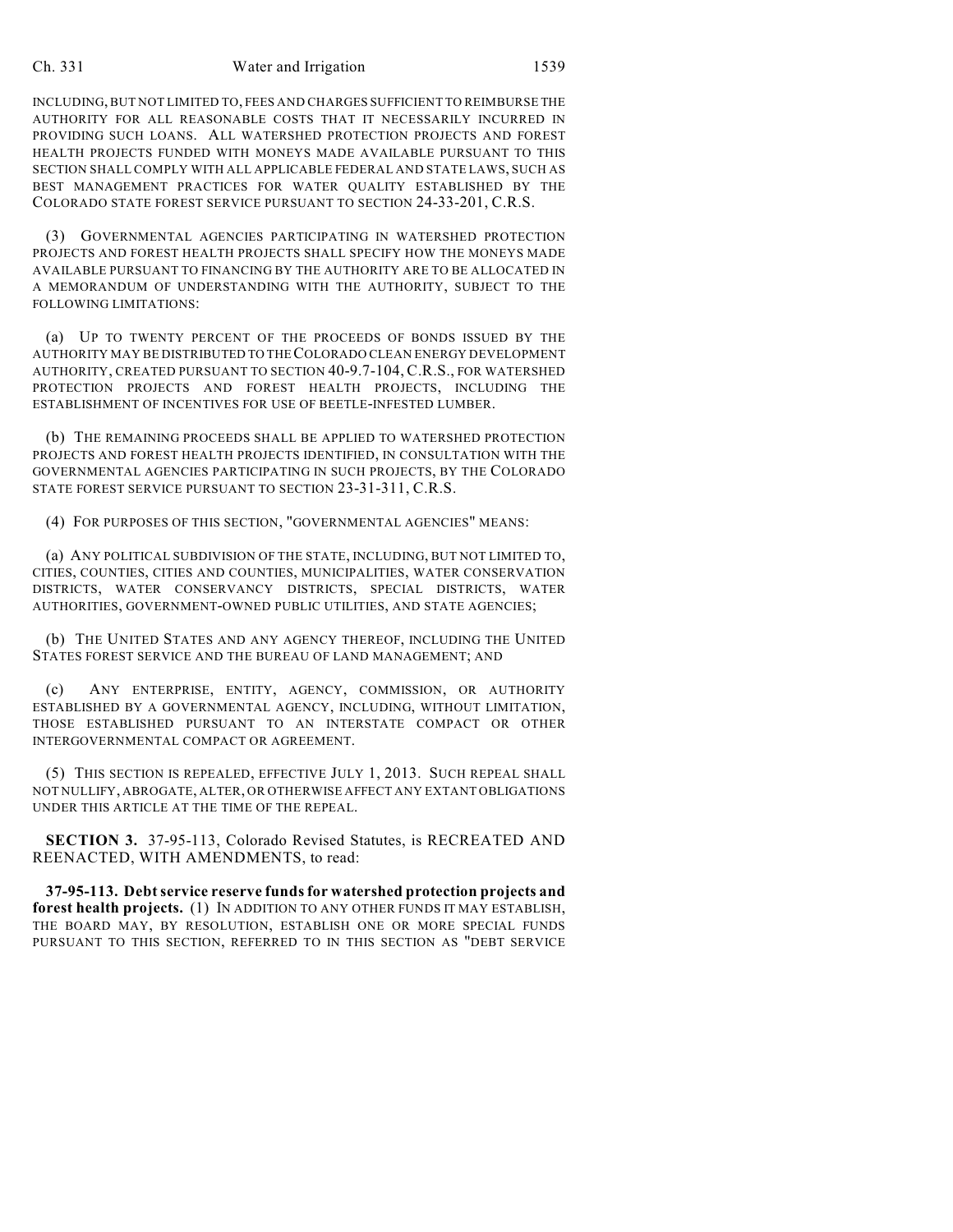INCLUDING, BUT NOT LIMITED TO, FEES AND CHARGES SUFFICIENT TO REIMBURSE THE AUTHORITY FOR ALL REASONABLE COSTS THAT IT NECESSARILY INCURRED IN PROVIDING SUCH LOANS. ALL WATERSHED PROTECTION PROJECTS AND FOREST HEALTH PROJECTS FUNDED WITH MONEYS MADE AVAILABLE PURSUANT TO THIS SECTION SHALL COMPLY WITH ALL APPLICABLE FEDERAL AND STATE LAWS, SUCH AS BEST MANAGEMENT PRACTICES FOR WATER QUALITY ESTABLISHED BY THE COLORADO STATE FOREST SERVICE PURSUANT TO SECTION 24-33-201, C.R.S.

(3) GOVERNMENTAL AGENCIES PARTICIPATING IN WATERSHED PROTECTION PROJECTS AND FOREST HEALTH PROJECTS SHALL SPECIFY HOW THE MONEYS MADE AVAILABLE PURSUANT TO FINANCING BY THE AUTHORITY ARE TO BE ALLOCATED IN A MEMORANDUM OF UNDERSTANDING WITH THE AUTHORITY, SUBJECT TO THE FOLLOWING LIMITATIONS:

(a) UP TO TWENTY PERCENT OF THE PROCEEDS OF BONDS ISSUED BY THE AUTHORITY MAY BE DISTRIBUTED TO THE COLORADO CLEAN ENERGY DEVELOPMENT AUTHORITY, CREATED PURSUANT TO SECTION 40-9.7-104, C.R.S., FOR WATERSHED PROTECTION PROJECTS AND FOREST HEALTH PROJECTS, INCLUDING THE ESTABLISHMENT OF INCENTIVES FOR USE OF BEETLE-INFESTED LUMBER.

(b) THE REMAINING PROCEEDS SHALL BE APPLIED TO WATERSHED PROTECTION PROJECTS AND FOREST HEALTH PROJECTS IDENTIFIED, IN CONSULTATION WITH THE GOVERNMENTAL AGENCIES PARTICIPATING IN SUCH PROJECTS, BY THE COLORADO STATE FOREST SERVICE PURSUANT TO SECTION 23-31-311, C.R.S.

(4) FOR PURPOSES OF THIS SECTION, "GOVERNMENTAL AGENCIES" MEANS:

(a) ANY POLITICAL SUBDIVISION OF THE STATE, INCLUDING, BUT NOT LIMITED TO, CITIES, COUNTIES, CITIES AND COUNTIES, MUNICIPALITIES, WATER CONSERVATION DISTRICTS, WATER CONSERVANCY DISTRICTS, SPECIAL DISTRICTS, WATER AUTHORITIES, GOVERNMENT-OWNED PUBLIC UTILITIES, AND STATE AGENCIES;

(b) THE UNITED STATES AND ANY AGENCY THEREOF, INCLUDING THE UNITED STATES FOREST SERVICE AND THE BUREAU OF LAND MANAGEMENT; AND

(c) ANY ENTERPRISE, ENTITY, AGENCY, COMMISSION, OR AUTHORITY ESTABLISHED BY A GOVERNMENTAL AGENCY, INCLUDING, WITHOUT LIMITATION, THOSE ESTABLISHED PURSUANT TO AN INTERSTATE COMPACT OR OTHER INTERGOVERNMENTAL COMPACT OR AGREEMENT.

(5) THIS SECTION IS REPEALED, EFFECTIVE JULY 1, 2013. SUCH REPEAL SHALL NOT NULLIFY, ABROGATE, ALTER, OR OTHERWISE AFFECT ANY EXTANT OBLIGATIONS UNDER THIS ARTICLE AT THE TIME OF THE REPEAL.

**SECTION 3.** 37-95-113, Colorado Revised Statutes, is RECREATED AND REENACTED, WITH AMENDMENTS, to read:

**37-95-113. Debt service reserve funds for watershed protection projects and forest health projects.** (1) IN ADDITION TO ANY OTHER FUNDS IT MAY ESTABLISH, THE BOARD MAY, BY RESOLUTION, ESTABLISH ONE OR MORE SPECIAL FUNDS PURSUANT TO THIS SECTION, REFERRED TO IN THIS SECTION AS "DEBT SERVICE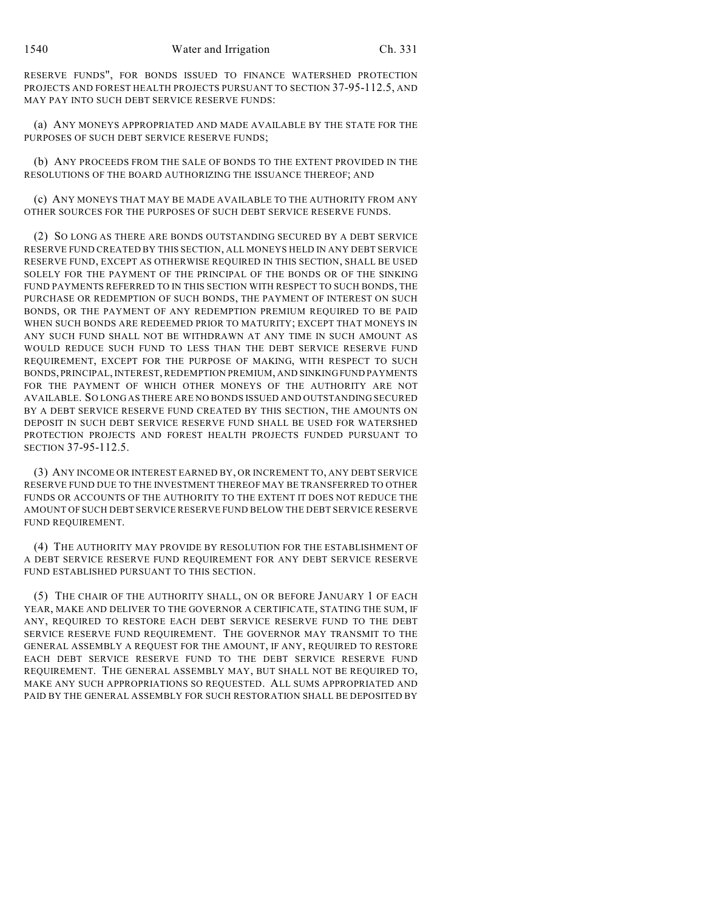RESERVE FUNDS", FOR BONDS ISSUED TO FINANCE WATERSHED PROTECTION PROJECTS AND FOREST HEALTH PROJECTS PURSUANT TO SECTION 37-95-112.5, AND MAY PAY INTO SUCH DEBT SERVICE RESERVE FUNDS:

(a) ANY MONEYS APPROPRIATED AND MADE AVAILABLE BY THE STATE FOR THE PURPOSES OF SUCH DEBT SERVICE RESERVE FUNDS;

(b) ANY PROCEEDS FROM THE SALE OF BONDS TO THE EXTENT PROVIDED IN THE RESOLUTIONS OF THE BOARD AUTHORIZING THE ISSUANCE THEREOF; AND

(c) ANY MONEYS THAT MAY BE MADE AVAILABLE TO THE AUTHORITY FROM ANY OTHER SOURCES FOR THE PURPOSES OF SUCH DEBT SERVICE RESERVE FUNDS.

(2) SO LONG AS THERE ARE BONDS OUTSTANDING SECURED BY A DEBT SERVICE RESERVE FUND CREATED BY THIS SECTION, ALL MONEYS HELD IN ANY DEBT SERVICE RESERVE FUND, EXCEPT AS OTHERWISE REQUIRED IN THIS SECTION, SHALL BE USED SOLELY FOR THE PAYMENT OF THE PRINCIPAL OF THE BONDS OR OF THE SINKING FUND PAYMENTS REFERRED TO IN THIS SECTION WITH RESPECT TO SUCH BONDS, THE PURCHASE OR REDEMPTION OF SUCH BONDS, THE PAYMENT OF INTEREST ON SUCH BONDS, OR THE PAYMENT OF ANY REDEMPTION PREMIUM REQUIRED TO BE PAID WHEN SUCH BONDS ARE REDEEMED PRIOR TO MATURITY; EXCEPT THAT MONEYS IN ANY SUCH FUND SHALL NOT BE WITHDRAWN AT ANY TIME IN SUCH AMOUNT AS WOULD REDUCE SUCH FUND TO LESS THAN THE DEBT SERVICE RESERVE FUND REQUIREMENT, EXCEPT FOR THE PURPOSE OF MAKING, WITH RESPECT TO SUCH BONDS, PRINCIPAL, INTEREST, REDEMPTION PREMIUM, AND SINKING FUND PAYMENTS FOR THE PAYMENT OF WHICH OTHER MONEYS OF THE AUTHORITY ARE NOT AVAILABLE. SO LONG AS THERE ARE NO BONDS ISSUED AND OUTSTANDING SECURED BY A DEBT SERVICE RESERVE FUND CREATED BY THIS SECTION, THE AMOUNTS ON DEPOSIT IN SUCH DEBT SERVICE RESERVE FUND SHALL BE USED FOR WATERSHED PROTECTION PROJECTS AND FOREST HEALTH PROJECTS FUNDED PURSUANT TO SECTION 37-95-112.5.

(3) ANY INCOME OR INTEREST EARNED BY, OR INCREMENT TO, ANY DEBT SERVICE RESERVE FUND DUE TO THE INVESTMENT THEREOF MAY BE TRANSFERRED TO OTHER FUNDS OR ACCOUNTS OF THE AUTHORITY TO THE EXTENT IT DOES NOT REDUCE THE AMOUNT OF SUCH DEBT SERVICE RESERVE FUND BELOW THE DEBT SERVICE RESERVE FUND REQUIREMENT.

(4) THE AUTHORITY MAY PROVIDE BY RESOLUTION FOR THE ESTABLISHMENT OF A DEBT SERVICE RESERVE FUND REQUIREMENT FOR ANY DEBT SERVICE RESERVE FUND ESTABLISHED PURSUANT TO THIS SECTION.

(5) THE CHAIR OF THE AUTHORITY SHALL, ON OR BEFORE JANUARY 1 OF EACH YEAR, MAKE AND DELIVER TO THE GOVERNOR A CERTIFICATE, STATING THE SUM, IF ANY, REQUIRED TO RESTORE EACH DEBT SERVICE RESERVE FUND TO THE DEBT SERVICE RESERVE FUND REQUIREMENT. THE GOVERNOR MAY TRANSMIT TO THE GENERAL ASSEMBLY A REQUEST FOR THE AMOUNT, IF ANY, REQUIRED TO RESTORE EACH DEBT SERVICE RESERVE FUND TO THE DEBT SERVICE RESERVE FUND REQUIREMENT. THE GENERAL ASSEMBLY MAY, BUT SHALL NOT BE REQUIRED TO, MAKE ANY SUCH APPROPRIATIONS SO REQUESTED. ALL SUMS APPROPRIATED AND PAID BY THE GENERAL ASSEMBLY FOR SUCH RESTORATION SHALL BE DEPOSITED BY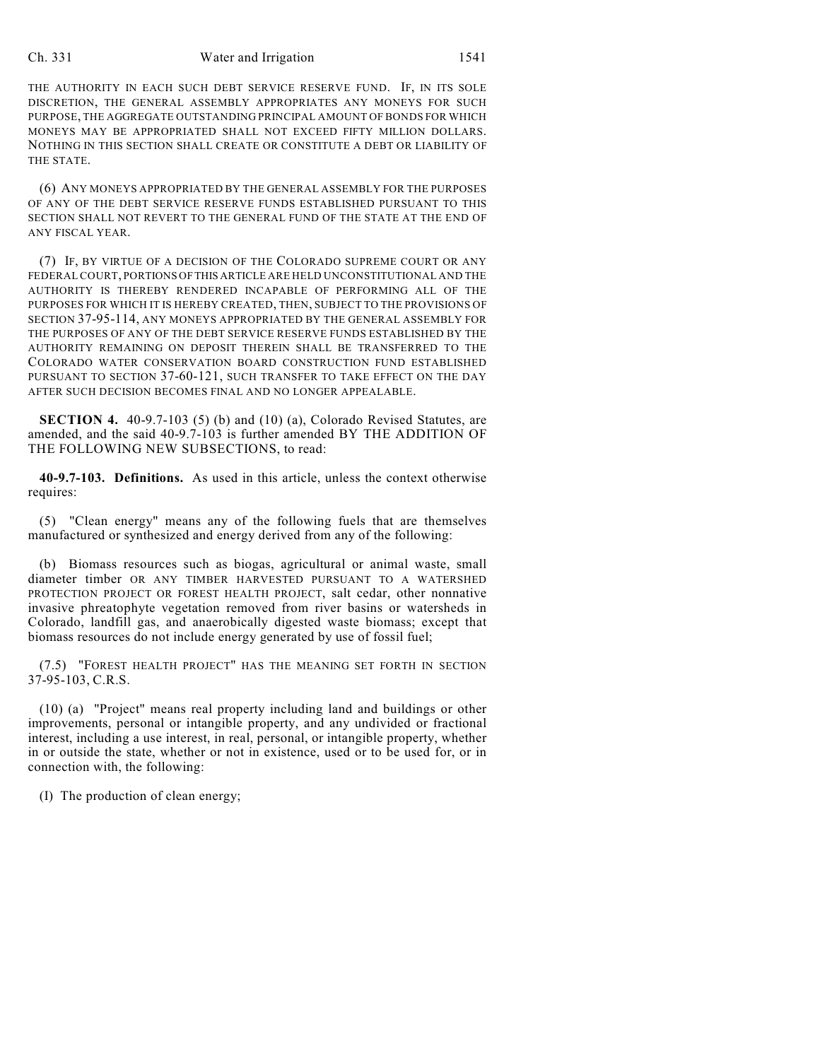THE AUTHORITY IN EACH SUCH DEBT SERVICE RESERVE FUND. IF, IN ITS SOLE DISCRETION, THE GENERAL ASSEMBLY APPROPRIATES ANY MONEYS FOR SUCH PURPOSE, THE AGGREGATE OUTSTANDING PRINCIPAL AMOUNT OF BONDS FOR WHICH MONEYS MAY BE APPROPRIATED SHALL NOT EXCEED FIFTY MILLION DOLLARS. NOTHING IN THIS SECTION SHALL CREATE OR CONSTITUTE A DEBT OR LIABILITY OF THE STATE.

(6) ANY MONEYS APPROPRIATED BY THE GENERAL ASSEMBLY FOR THE PURPOSES OF ANY OF THE DEBT SERVICE RESERVE FUNDS ESTABLISHED PURSUANT TO THIS SECTION SHALL NOT REVERT TO THE GENERAL FUND OF THE STATE AT THE END OF ANY FISCAL YEAR.

(7) IF, BY VIRTUE OF A DECISION OF THE COLORADO SUPREME COURT OR ANY FEDERAL COURT, PORTIONS OF THIS ARTICLE ARE HELD UNCONSTITUTIONAL AND THE AUTHORITY IS THEREBY RENDERED INCAPABLE OF PERFORMING ALL OF THE PURPOSES FOR WHICH IT IS HEREBY CREATED, THEN, SUBJECT TO THE PROVISIONS OF SECTION 37-95-114, ANY MONEYS APPROPRIATED BY THE GENERAL ASSEMBLY FOR THE PURPOSES OF ANY OF THE DEBT SERVICE RESERVE FUNDS ESTABLISHED BY THE AUTHORITY REMAINING ON DEPOSIT THEREIN SHALL BE TRANSFERRED TO THE COLORADO WATER CONSERVATION BOARD CONSTRUCTION FUND ESTABLISHED PURSUANT TO SECTION 37-60-121, SUCH TRANSFER TO TAKE EFFECT ON THE DAY AFTER SUCH DECISION BECOMES FINAL AND NO LONGER APPEALABLE.

**SECTION 4.** 40-9.7-103 (5) (b) and (10) (a), Colorado Revised Statutes, are amended, and the said 40-9.7-103 is further amended BY THE ADDITION OF THE FOLLOWING NEW SUBSECTIONS, to read:

**40-9.7-103. Definitions.** As used in this article, unless the context otherwise requires:

(5) "Clean energy" means any of the following fuels that are themselves manufactured or synthesized and energy derived from any of the following:

(b) Biomass resources such as biogas, agricultural or animal waste, small diameter timber OR ANY TIMBER HARVESTED PURSUANT TO A WATERSHED PROTECTION PROJECT OR FOREST HEALTH PROJECT, salt cedar, other nonnative invasive phreatophyte vegetation removed from river basins or watersheds in Colorado, landfill gas, and anaerobically digested waste biomass; except that biomass resources do not include energy generated by use of fossil fuel;

(7.5) "FOREST HEALTH PROJECT" HAS THE MEANING SET FORTH IN SECTION 37-95-103, C.R.S.

(10) (a) "Project" means real property including land and buildings or other improvements, personal or intangible property, and any undivided or fractional interest, including a use interest, in real, personal, or intangible property, whether in or outside the state, whether or not in existence, used or to be used for, or in connection with, the following:

(I) The production of clean energy;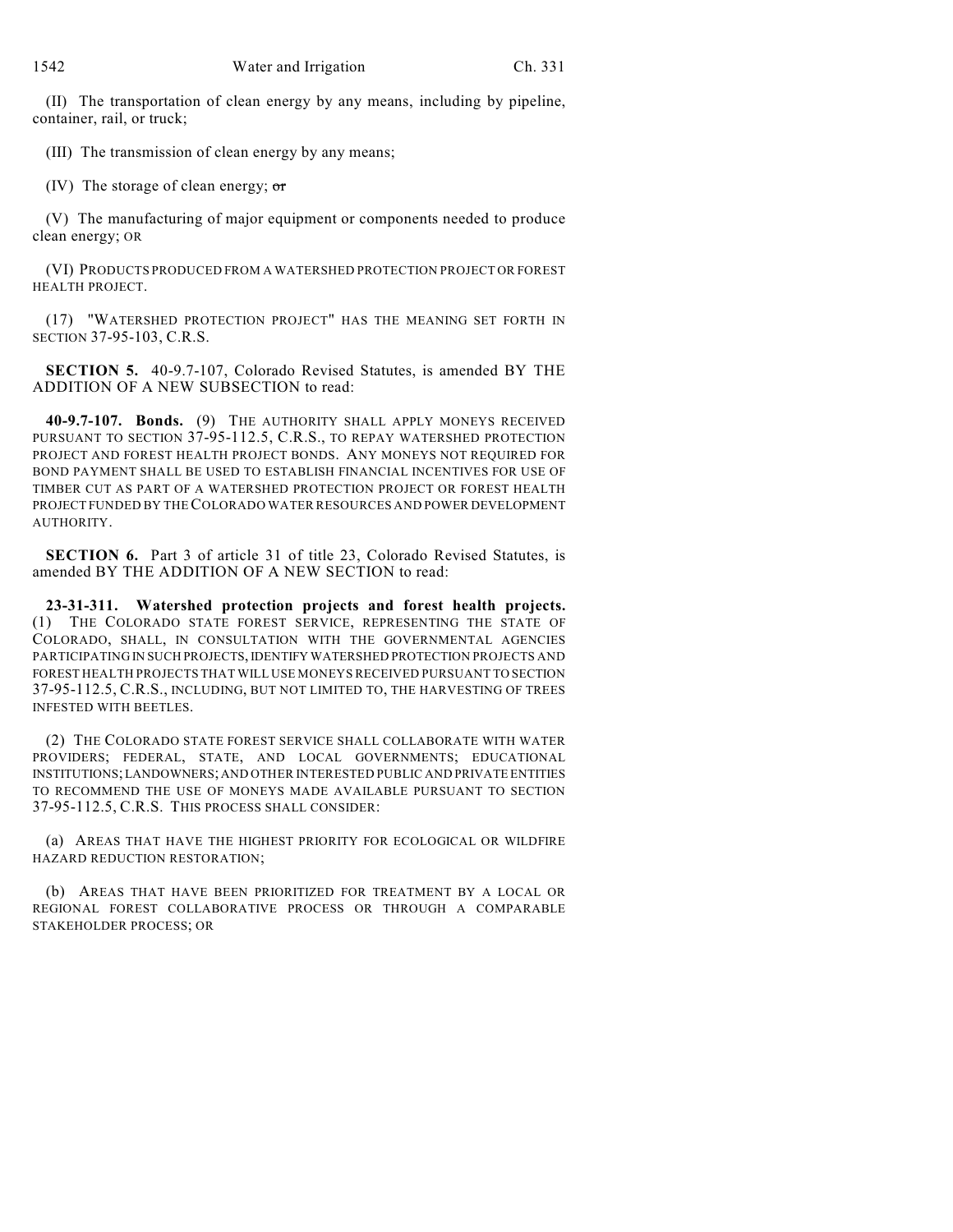(II) The transportation of clean energy by any means, including by pipeline, container, rail, or truck;

(III) The transmission of clean energy by any means;

(IV) The storage of clean energy; ~~or~~

(V) The manufacturing of major equipment or components needed to produce clean energy; OR

(VI) PRODUCTS PRODUCED FROM A WATERSHED PROTECTION PROJECT OR FOREST HEALTH PROJECT.

(17) "WATERSHED PROTECTION PROJECT" HAS THE MEANING SET FORTH IN SECTION 37-95-103, C.R.S.

**SECTION 5.** 40-9.7-107, Colorado Revised Statutes, is amended BY THE ADDITION OF A NEW SUBSECTION to read:

**40-9.7-107. Bonds.** (9) THE AUTHORITY SHALL APPLY MONEYS RECEIVED PURSUANT TO SECTION 37-95-112.5, C.R.S., TO REPAY WATERSHED PROTECTION PROJECT AND FOREST HEALTH PROJECT BONDS. ANY MONEYS NOT REQUIRED FOR BOND PAYMENT SHALL BE USED TO ESTABLISH FINANCIAL INCENTIVES FOR USE OF TIMBER CUT AS PART OF A WATERSHED PROTECTION PROJECT OR FOREST HEALTH PROJECT FUNDED BY THE COLORADO WATER RESOURCES AND POWER DEVELOPMENT AUTHORITY.

**SECTION 6.** Part 3 of article 31 of title 23, Colorado Revised Statutes, is amended BY THE ADDITION OF A NEW SECTION to read:

**23-31-311. Watershed protection projects and forest health projects.** (1) THE COLORADO STATE FOREST SERVICE, REPRESENTING THE STATE OF COLORADO, SHALL, IN CONSULTATION WITH THE GOVERNMENTAL AGENCIES PARTICIPATING IN SUCH PROJECTS, IDENTIFY WATERSHED PROTECTION PROJECTS AND FOREST HEALTH PROJECTS THAT WILL USE MONEYS RECEIVED PURSUANT TO SECTION 37-95-112.5, C.R.S., INCLUDING, BUT NOT LIMITED TO, THE HARVESTING OF TREES INFESTED WITH BEETLES.

(2) THE COLORADO STATE FOREST SERVICE SHALL COLLABORATE WITH WATER PROVIDERS; FEDERAL, STATE, AND LOCAL GOVERNMENTS; EDUCATIONAL INSTITUTIONS; LANDOWNERS; AND OTHER INTERESTED PUBLIC AND PRIVATE ENTITIES TO RECOMMEND THE USE OF MONEYS MADE AVAILABLE PURSUANT TO SECTION 37-95-112.5, C.R.S. THIS PROCESS SHALL CONSIDER:

(a) AREAS THAT HAVE THE HIGHEST PRIORITY FOR ECOLOGICAL OR WILDFIRE HAZARD REDUCTION RESTORATION;

(b) AREAS THAT HAVE BEEN PRIORITIZED FOR TREATMENT BY A LOCAL OR REGIONAL FOREST COLLABORATIVE PROCESS OR THROUGH A COMPARABLE STAKEHOLDER PROCESS; OR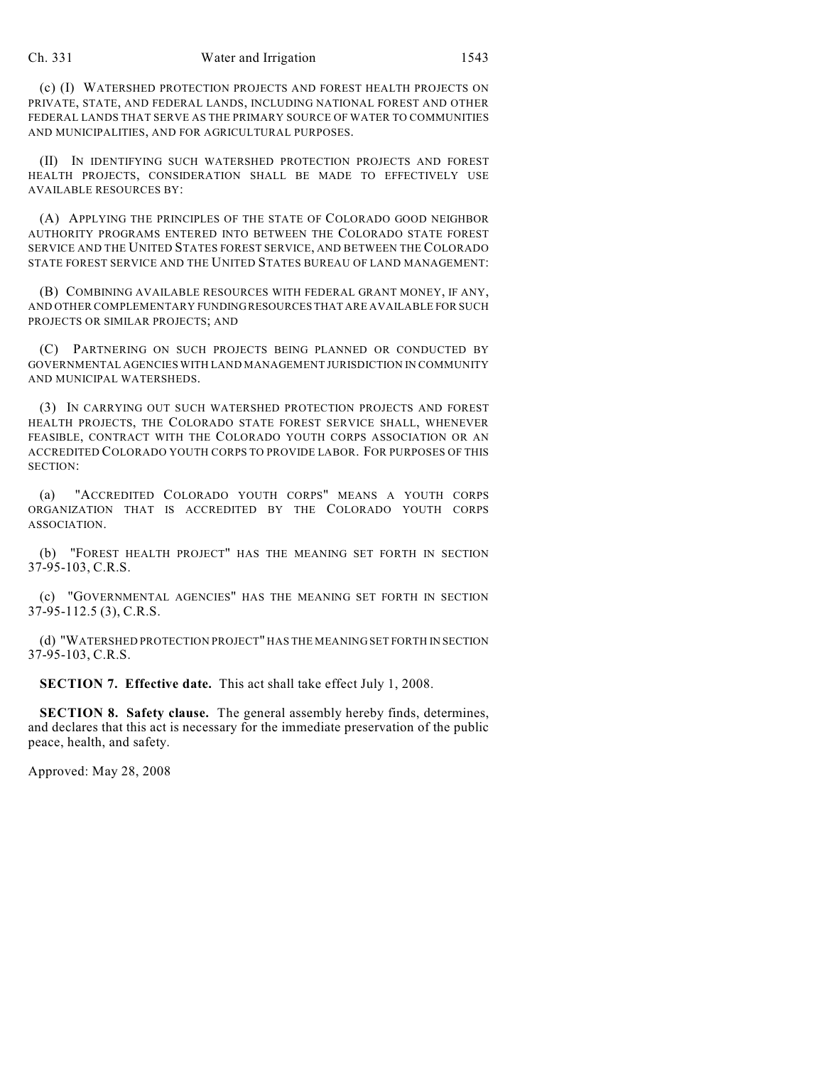(c) (I) WATERSHED PROTECTION PROJECTS AND FOREST HEALTH PROJECTS ON PRIVATE, STATE, AND FEDERAL LANDS, INCLUDING NATIONAL FOREST AND OTHER FEDERAL LANDS THAT SERVE AS THE PRIMARY SOURCE OF WATER TO COMMUNITIES AND MUNICIPALITIES, AND FOR AGRICULTURAL PURPOSES.

(II) IN IDENTIFYING SUCH WATERSHED PROTECTION PROJECTS AND FOREST HEALTH PROJECTS, CONSIDERATION SHALL BE MADE TO EFFECTIVELY USE AVAILABLE RESOURCES BY:

(A) APPLYING THE PRINCIPLES OF THE STATE OF COLORADO GOOD NEIGHBOR AUTHORITY PROGRAMS ENTERED INTO BETWEEN THE COLORADO STATE FOREST SERVICE AND THE UNITED STATES FOREST SERVICE, AND BETWEEN THE COLORADO STATE FOREST SERVICE AND THE UNITED STATES BUREAU OF LAND MANAGEMENT:

(B) COMBINING AVAILABLE RESOURCES WITH FEDERAL GRANT MONEY, IF ANY, AND OTHER COMPLEMENTARY FUNDING RESOURCES THAT ARE AVAILABLE FOR SUCH PROJECTS OR SIMILAR PROJECTS; AND

(C) PARTNERING ON SUCH PROJECTS BEING PLANNED OR CONDUCTED BY GOVERNMENTAL AGENCIES WITH LAND MANAGEMENT JURISDICTION IN COMMUNITY AND MUNICIPAL WATERSHEDS.

(3) IN CARRYING OUT SUCH WATERSHED PROTECTION PROJECTS AND FOREST HEALTH PROJECTS, THE COLORADO STATE FOREST SERVICE SHALL, WHENEVER FEASIBLE, CONTRACT WITH THE COLORADO YOUTH CORPS ASSOCIATION OR AN ACCREDITED COLORADO YOUTH CORPS TO PROVIDE LABOR. FOR PURPOSES OF THIS SECTION:

(a) "ACCREDITED COLORADO YOUTH CORPS" MEANS A YOUTH CORPS ORGANIZATION THAT IS ACCREDITED BY THE COLORADO YOUTH CORPS ASSOCIATION.

(b) "FOREST HEALTH PROJECT" HAS THE MEANING SET FORTH IN SECTION 37-95-103, C.R.S.

(c) "GOVERNMENTAL AGENCIES" HAS THE MEANING SET FORTH IN SECTION 37-95-112.5 (3), C.R.S.

(d) "WATERSHED PROTECTION PROJECT" HAS THE MEANING SET FORTH IN SECTION 37-95-103, C.R.S.

**SECTION 7. Effective date.** This act shall take effect July 1, 2008.

**SECTION 8. Safety clause.** The general assembly hereby finds, determines, and declares that this act is necessary for the immediate preservation of the public peace, health, and safety.

Approved: May 28, 2008